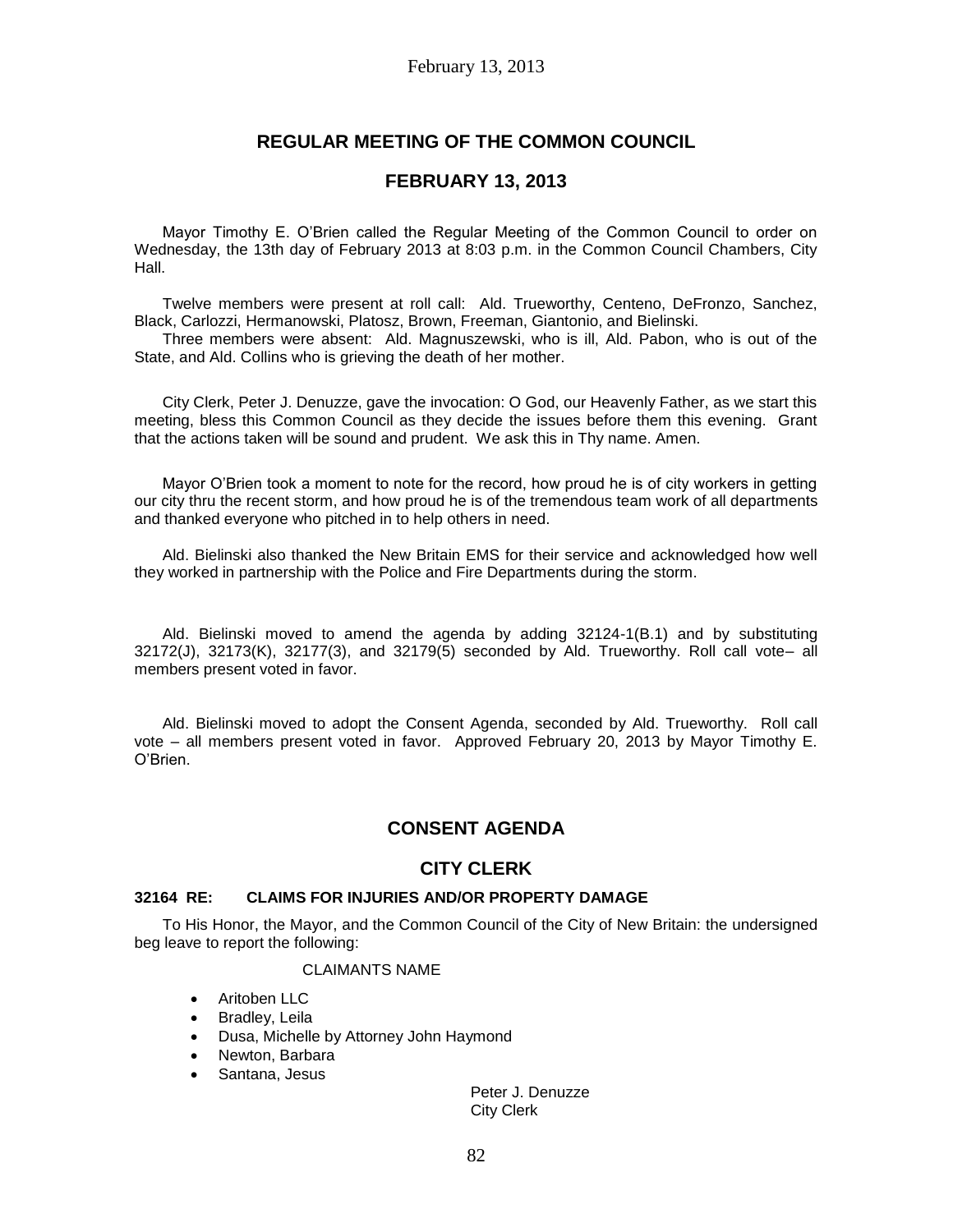# REGULAR MEETING OF THE COMMON COUNCIL

## FEBRUARY 13, 2013

Mayor Timothy E. O'Brien called the Regular Meeting of the Common Council to order on Wednesday, the 13th day of February 2013 at 8:03 p.m. in the Common Council Chambers, City Hall.

Twelve members were present at roll call: Ald. Trueworthy, Centeno, DeFronzo, Sanchez, Black, Carlozzi, Hermanowski, Platosz, Brown, Freeman, Giantonio, and Bielinski.

Three members were absent: Ald. Magnuszewski, who is ill, Ald. Pabon, who is out of the State, and Ald. Collins who is grieving the death of her mother.

City Clerk, Peter J. Denuzze, gave the invocation: O God, our Heavenly Father, as we start this meeting, bless this Common Council as they decide the issues before them this evening. Grant that the actions taken will be sound and prudent. We ask this in Thy name. Amen.

Mayor O'Brien took a moment to note for the record, how proud he is of city workers in getting our city thru the recent storm, and how proud he is of the tremendous team work of all departments and thanked everyone who pitched in to help others in need.

Ald. Bielinski also thanked the New Britain EMS for their service and acknowledged how well they worked in partnership with the Police and Fire Departments during the storm.

Ald. Bielinski moved to amend the agenda by adding 32124-1(B.1) and by substituting 32172(J), 32173(K), 32177(3), and 32179(5) seconded by Ald. Trueworthy. Roll call vote– all members present voted in favor.

Ald. Bielinski moved to adopt the Consent Agenda, seconded by Ald. Trueworthy. Roll call vote – all members present voted in favor. Approved February 20, 2013 by Mayor Timothy E. O'Brien.

## CONSENT AGENDA

## CITY CLERK

### 32164 RE: CLAIMS FOR INJURIES AND/OR PROPERTY DAMAGE

To His Honor, the Mayor, and the Common Council of the City of New Britain: the undersigned beg leave to report the following:

CLAIMANTS NAME

- Aritoben LLC
- Bradley, Leila
- Dusa, Michelle by Attorney John Haymond
- Newton, Barbara
- Santana, Jesus

Peter J. Denuzze
City Clerk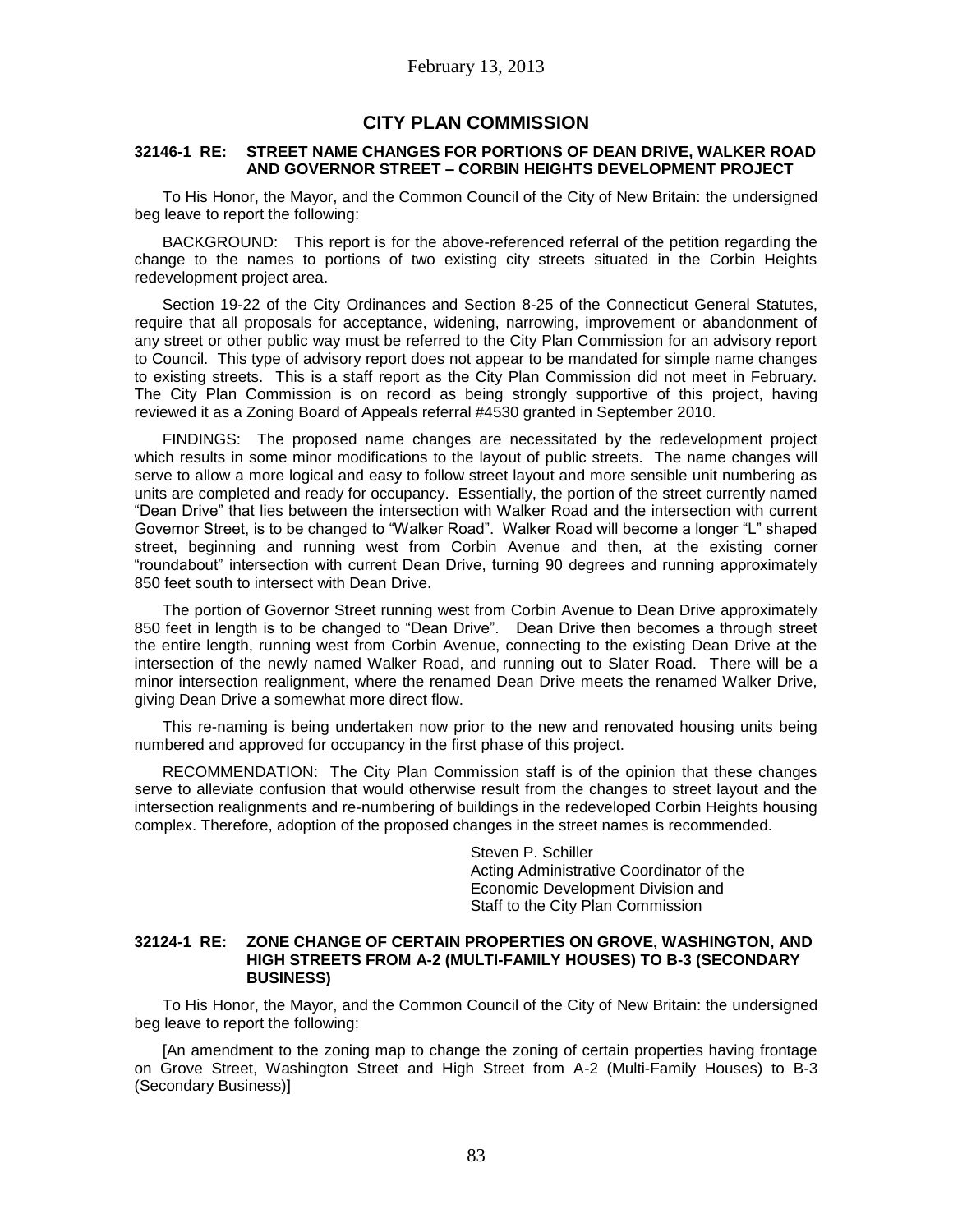February 13, 2013

## CITY PLAN COMMISSION

### 32146-1 RE: STREET NAME CHANGES FOR PORTIONS OF DEAN DRIVE, WALKER ROAD AND GOVERNOR STREET – CORBIN HEIGHTS DEVELOPMENT PROJECT

To His Honor, the Mayor, and the Common Council of the City of New Britain: the undersigned beg leave to report the following:

BACKGROUND: This report is for the above-referenced referral of the petition regarding the change to the names to portions of two existing city streets situated in the Corbin Heights redevelopment project area.

Section 19-22 of the City Ordinances and Section 8-25 of the Connecticut General Statutes, require that all proposals for acceptance, widening, narrowing, improvement or abandonment of any street or other public way must be referred to the City Plan Commission for an advisory report to Council. This type of advisory report does not appear to be mandated for simple name changes to existing streets. This is a staff report as the City Plan Commission did not meet in February. The City Plan Commission is on record as being strongly supportive of this project, having reviewed it as a Zoning Board of Appeals referral #4530 granted in September 2010.

FINDINGS: The proposed name changes are necessitated by the redevelopment project which results in some minor modifications to the layout of public streets. The name changes will serve to allow a more logical and easy to follow street layout and more sensible unit numbering as units are completed and ready for occupancy. Essentially, the portion of the street currently named "Dean Drive" that lies between the intersection with Walker Road and the intersection with current Governor Street, is to be changed to "Walker Road". Walker Road will become a longer "L" shaped street, beginning and running west from Corbin Avenue and then, at the existing corner "roundabout" intersection with current Dean Drive, turning 90 degrees and running approximately 850 feet south to intersect with Dean Drive.

The portion of Governor Street running west from Corbin Avenue to Dean Drive approximately 850 feet in length is to be changed to "Dean Drive". Dean Drive then becomes a through street the entire length, running west from Corbin Avenue, connecting to the existing Dean Drive at the intersection of the newly named Walker Road, and running out to Slater Road. There will be a minor intersection realignment, where the renamed Dean Drive meets the renamed Walker Drive, giving Dean Drive a somewhat more direct flow.

This re-naming is being undertaken now prior to the new and renovated housing units being numbered and approved for occupancy in the first phase of this project.

RECOMMENDATION: The City Plan Commission staff is of the opinion that these changes serve to alleviate confusion that would otherwise result from the changes to street layout and the intersection realignments and re-numbering of buildings in the redeveloped Corbin Heights housing complex. Therefore, adoption of the proposed changes in the street names is recommended.

Steven P. Schiller
Acting Administrative Coordinator of the Economic Development Division and
Staff to the City Plan Commission

### 32124-1 RE: ZONE CHANGE OF CERTAIN PROPERTIES ON GROVE, WASHINGTON, AND HIGH STREETS FROM A-2 (MULTI-FAMILY HOUSES) TO B-3 (SECONDARY BUSINESS)

To His Honor, the Mayor, and the Common Council of the City of New Britain: the undersigned beg leave to report the following:

[An amendment to the zoning map to change the zoning of certain properties having frontage on Grove Street, Washington Street and High Street from A-2 (Multi-Family Houses) to B-3 (Secondary Business)]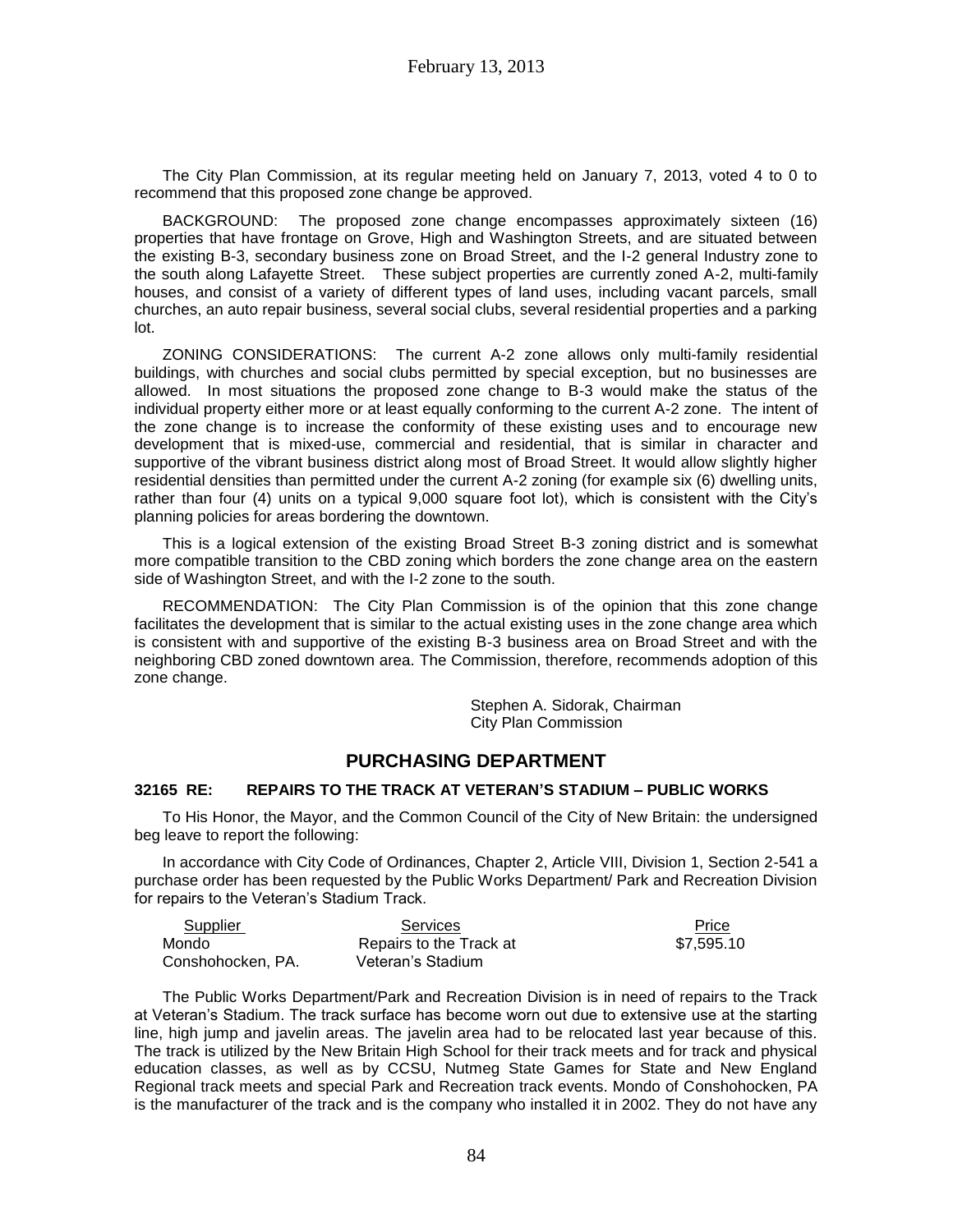The City Plan Commission, at its regular meeting held on January 7, 2013, voted 4 to 0 to recommend that this proposed zone change be approved.

BACKGROUND: The proposed zone change encompasses approximately sixteen (16) properties that have frontage on Grove, High and Washington Streets, and are situated between the existing B-3, secondary business zone on Broad Street, and the I-2 general Industry zone to the south along Lafayette Street. These subject properties are currently zoned A-2, multi-family houses, and consist of a variety of different types of land uses, including vacant parcels, small churches, an auto repair business, several social clubs, several residential properties and a parking lot.

ZONING CONSIDERATIONS: The current A-2 zone allows only multi-family residential buildings, with churches and social clubs permitted by special exception, but no businesses are allowed. In most situations the proposed zone change to B-3 would make the status of the individual property either more or at least equally conforming to the current A-2 zone. The intent of the zone change is to increase the conformity of these existing uses and to encourage new development that is mixed-use, commercial and residential, that is similar in character and supportive of the vibrant business district along most of Broad Street. It would allow slightly higher residential densities than permitted under the current A-2 zoning (for example six (6) dwelling units, rather than four (4) units on a typical 9,000 square foot lot), which is consistent with the City's planning policies for areas bordering the downtown.

This is a logical extension of the existing Broad Street B-3 zoning district and is somewhat more compatible transition to the CBD zoning which borders the zone change area on the eastern side of Washington Street, and with the I-2 zone to the south.

RECOMMENDATION: The City Plan Commission is of the opinion that this zone change facilitates the development that is similar to the actual existing uses in the zone change area which is consistent with and supportive of the existing B-3 business area on Broad Street and with the neighboring CBD zoned downtown area. The Commission, therefore, recommends adoption of this zone change.

Stephen A. Sidorak, Chairman
City Plan Commission

## PURCHASING DEPARTMENT

### 32165 RE: REPAIRS TO THE TRACK AT VETERAN'S STADIUM – PUBLIC WORKS

To His Honor, the Mayor, and the Common Council of the City of New Britain: the undersigned beg leave to report the following:

In accordance with City Code of Ordinances, Chapter 2, Article VIII, Division 1, Section 2-541 a purchase order has been requested by the Public Works Department/ Park and Recreation Division for repairs to the Veteran's Stadium Track.

| Supplier | Services | Price |
|---|---|---|
| Mondo Conshohocken, PA. | Repairs to the Track at Veteran's Stadium | $7,595.10 |

The Public Works Department/Park and Recreation Division is in need of repairs to the Track at Veteran's Stadium. The track surface has become worn out due to extensive use at the starting line, high jump and javelin areas. The javelin area had to be relocated last year because of this. The track is utilized by the New Britain High School for their track meets and for track and physical education classes, as well as by CCSU, Nutmeg State Games for State and New England Regional track meets and special Park and Recreation track events. Mondo of Conshohocken, PA is the manufacturer of the track and is the company who installed it in 2002. They do not have any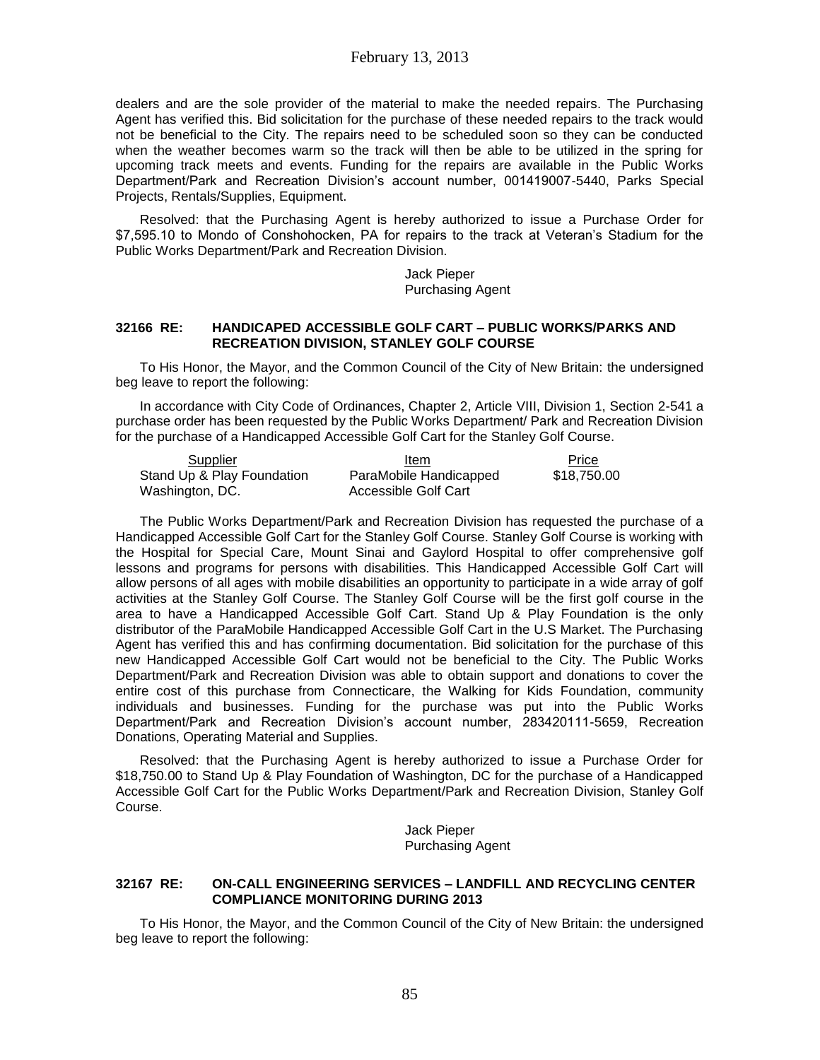dealers and are the sole provider of the material to make the needed repairs. The Purchasing Agent has verified this. Bid solicitation for the purchase of these needed repairs to the track would not be beneficial to the City. The repairs need to be scheduled soon so they can be conducted when the weather becomes warm so the track will then be able to be utilized in the spring for upcoming track meets and events. Funding for the repairs are available in the Public Works Department/Park and Recreation Division's account number, 001419007-5440, Parks Special Projects, Rentals/Supplies, Equipment.

Resolved: that the Purchasing Agent is hereby authorized to issue a Purchase Order for $7,595.10 to Mondo of Conshohocken, PA for repairs to the track at Veteran's Stadium for the Public Works Department/Park and Recreation Division.

Jack Pieper
Purchasing Agent

### 32166 RE: HANDICAPED ACCESSIBLE GOLF CART – PUBLIC WORKS/PARKS AND RECREATION DIVISION, STANLEY GOLF COURSE

To His Honor, the Mayor, and the Common Council of the City of New Britain: the undersigned beg leave to report the following:

In accordance with City Code of Ordinances, Chapter 2, Article VIII, Division 1, Section 2-541 a purchase order has been requested by the Public Works Department/ Park and Recreation Division for the purchase of a Handicapped Accessible Golf Cart for the Stanley Golf Course.

| Supplier | Item | Price |
|---|---|---|
| Stand Up & Play Foundation Washington, DC. | ParaMobile Handicapped Accessible Golf Cart | $18,750.00 |

The Public Works Department/Park and Recreation Division has requested the purchase of a Handicapped Accessible Golf Cart for the Stanley Golf Course. Stanley Golf Course is working with the Hospital for Special Care, Mount Sinai and Gaylord Hospital to offer comprehensive golf lessons and programs for persons with disabilities. This Handicapped Accessible Golf Cart will allow persons of all ages with mobile disabilities an opportunity to participate in a wide array of golf activities at the Stanley Golf Course. The Stanley Golf Course will be the first golf course in the area to have a Handicapped Accessible Golf Cart. Stand Up & Play Foundation is the only distributor of the ParaMobile Handicapped Accessible Golf Cart in the U.S Market. The Purchasing Agent has verified this and has confirming documentation. Bid solicitation for the purchase of this new Handicapped Accessible Golf Cart would not be beneficial to the City. The Public Works Department/Park and Recreation Division was able to obtain support and donations to cover the entire cost of this purchase from Connecticare, the Walking for Kids Foundation, community individuals and businesses. Funding for the purchase was put into the Public Works Department/Park and Recreation Division's account number, 283420111-5659, Recreation Donations, Operating Material and Supplies.

Resolved: that the Purchasing Agent is hereby authorized to issue a Purchase Order for $18,750.00 to Stand Up & Play Foundation of Washington, DC for the purchase of a Handicapped Accessible Golf Cart for the Public Works Department/Park and Recreation Division, Stanley Golf Course.

Jack Pieper
Purchasing Agent

### 32167 RE: ON-CALL ENGINEERING SERVICES – LANDFILL AND RECYCLING CENTER COMPLIANCE MONITORING DURING 2013

To His Honor, the Mayor, and the Common Council of the City of New Britain: the undersigned beg leave to report the following: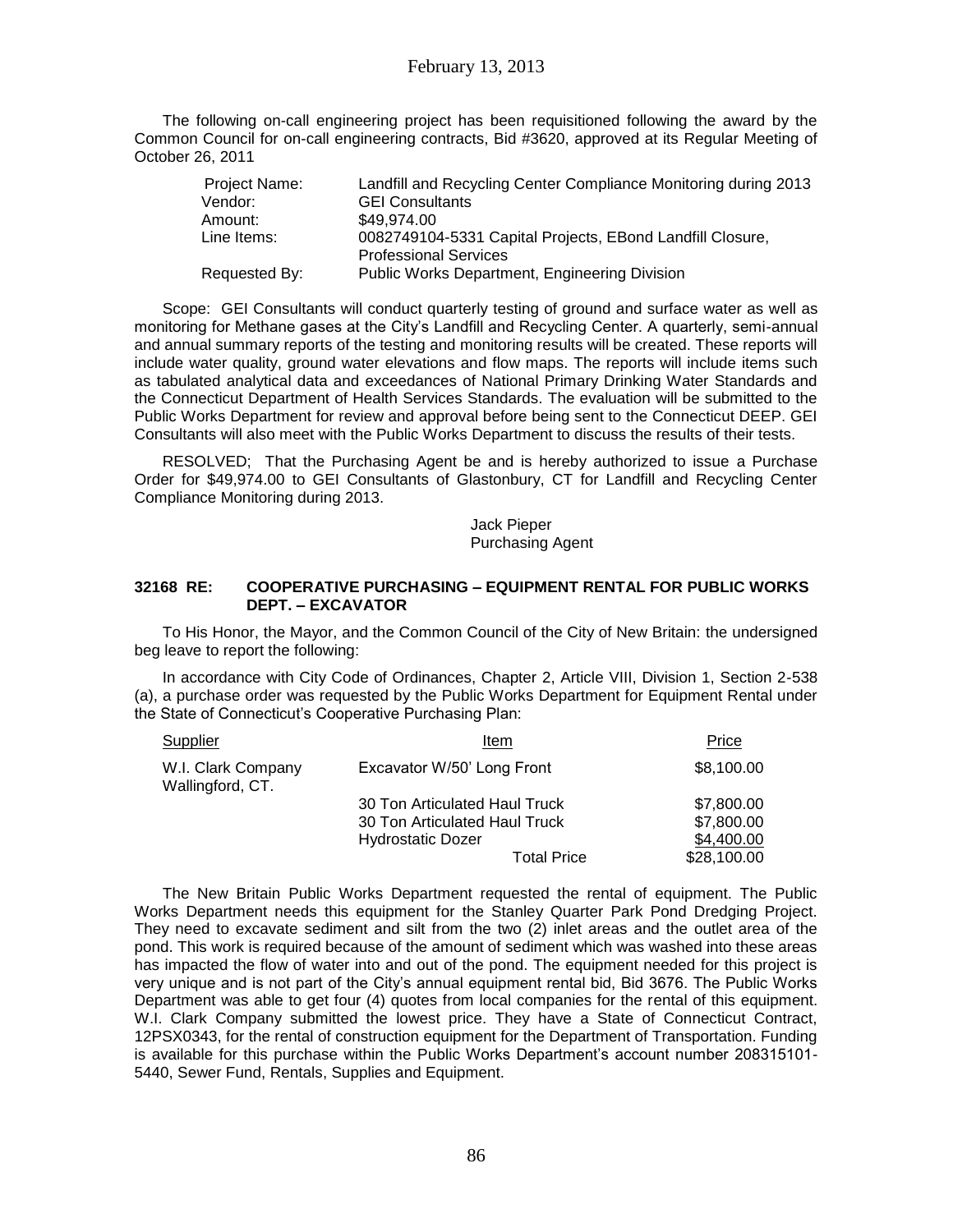The following on-call engineering project has been requisitioned following the award by the Common Council for on-call engineering contracts, Bid #3620, approved at its Regular Meeting of October 26, 2011

| | |
|---|---|
| Project Name: | Landfill and Recycling Center Compliance Monitoring during 2013 |
| Vendor: | GEI Consultants |
| Amount: | $49,974.00 |
| Line Items: | 0082749104-5331 Capital Projects, EBond Landfill Closure, Professional Services |
| Requested By: | Public Works Department, Engineering Division |

Scope: GEI Consultants will conduct quarterly testing of ground and surface water as well as monitoring for Methane gases at the City's Landfill and Recycling Center. A quarterly, semi-annual and annual summary reports of the testing and monitoring results will be created. These reports will include water quality, ground water elevations and flow maps. The reports will include items such as tabulated analytical data and exceedances of National Primary Drinking Water Standards and the Connecticut Department of Health Services Standards. The evaluation will be submitted to the Public Works Department for review and approval before being sent to the Connecticut DEEP. GEI Consultants will also meet with the Public Works Department to discuss the results of their tests.

RESOLVED; That the Purchasing Agent be and is hereby authorized to issue a Purchase Order for $49,974.00 to GEI Consultants of Glastonbury, CT for Landfill and Recycling Center Compliance Monitoring during 2013.

Jack Pieper
Purchasing Agent

**32168 RE: COOPERATIVE PURCHASING – EQUIPMENT RENTAL FOR PUBLIC WORKS DEPT. – EXCAVATOR**

To His Honor, the Mayor, and the Common Council of the City of New Britain: the undersigned beg leave to report the following:

In accordance with City Code of Ordinances, Chapter 2, Article VIII, Division 1, Section 2-538 (a), a purchase order was requested by the Public Works Department for Equipment Rental under the State of Connecticut's Cooperative Purchasing Plan:

| Supplier | Item | Price |
|---|---|---|
| W.I. Clark Company Wallingford, CT. | Excavator W/50' Long Front | $8,100.00 |
| | 30 Ton Articulated Haul Truck | $7,800.00 |
| | 30 Ton Articulated Haul Truck | $7,800.00 |
| | Hydrostatic Dozer | $4,400.00 |
| | Total Price | $28,100.00 |

The New Britain Public Works Department requested the rental of equipment. The Public Works Department needs this equipment for the Stanley Quarter Park Pond Dredging Project. They need to excavate sediment and silt from the two (2) inlet areas and the outlet area of the pond. This work is required because of the amount of sediment which was washed into these areas has impacted the flow of water into and out of the pond. The equipment needed for this project is very unique and is not part of the City's annual equipment rental bid, Bid 3676. The Public Works Department was able to get four (4) quotes from local companies for the rental of this equipment. W.I. Clark Company submitted the lowest price. They have a State of Connecticut Contract, 12PSX0343, for the rental of construction equipment for the Department of Transportation. Funding is available for this purchase within the Public Works Department's account number 208315101-5440, Sewer Fund, Rentals, Supplies and Equipment.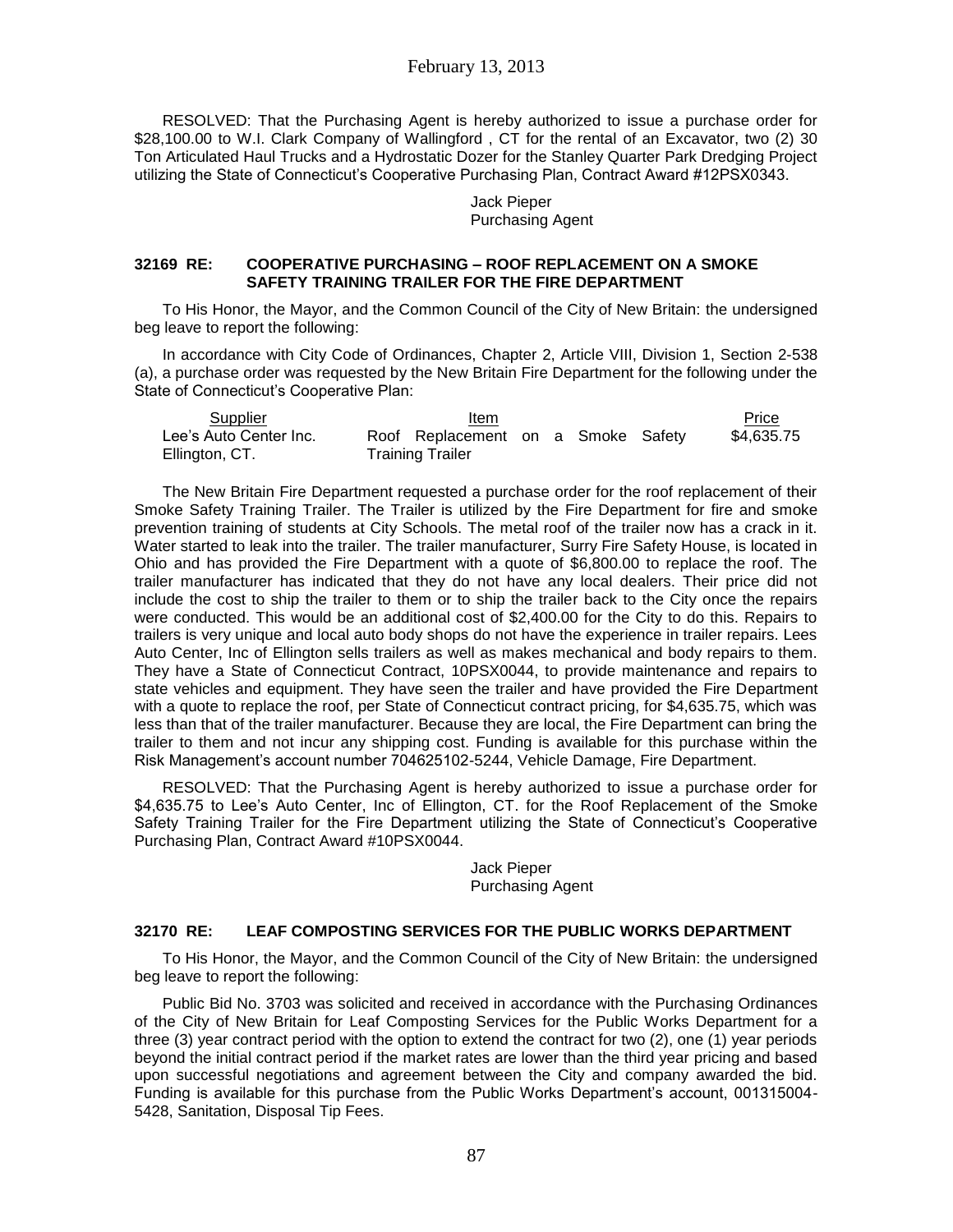RESOLVED: That the Purchasing Agent is hereby authorized to issue a purchase order for $28,100.00 to W.I. Clark Company of Wallingford , CT for the rental of an Excavator, two (2) 30 Ton Articulated Haul Trucks and a Hydrostatic Dozer for the Stanley Quarter Park Dredging Project utilizing the State of Connecticut's Cooperative Purchasing Plan, Contract Award #12PSX0343.

Jack Pieper
Purchasing Agent

### 32169 RE: COOPERATIVE PURCHASING – ROOF REPLACEMENT ON A SMOKE SAFETY TRAINING TRAILER FOR THE FIRE DEPARTMENT

To His Honor, the Mayor, and the Common Council of the City of New Britain: the undersigned beg leave to report the following:

In accordance with City Code of Ordinances, Chapter 2, Article VIII, Division 1, Section 2-538 (a), a purchase order was requested by the New Britain Fire Department for the following under the State of Connecticut's Cooperative Plan:

| Supplier | Item | Price |
|---|---|---|
| Lee's Auto Center Inc. Ellington, CT. | Roof Replacement on a Smoke Safety Training Trailer | $4,635.75 |

The New Britain Fire Department requested a purchase order for the roof replacement of their Smoke Safety Training Trailer. The Trailer is utilized by the Fire Department for fire and smoke prevention training of students at City Schools. The metal roof of the trailer now has a crack in it. Water started to leak into the trailer. The trailer manufacturer, Surry Fire Safety House, is located in Ohio and has provided the Fire Department with a quote of $6,800.00 to replace the roof. The trailer manufacturer has indicated that they do not have any local dealers. Their price did not include the cost to ship the trailer to them or to ship the trailer back to the City once the repairs were conducted. This would be an additional cost of $2,400.00 for the City to do this. Repairs to trailers is very unique and local auto body shops do not have the experience in trailer repairs. Lees Auto Center, Inc of Ellington sells trailers as well as makes mechanical and body repairs to them. They have a State of Connecticut Contract, 10PSX0044, to provide maintenance and repairs to state vehicles and equipment. They have seen the trailer and have provided the Fire Department with a quote to replace the roof, per State of Connecticut contract pricing, for $4,635.75, which was less than that of the trailer manufacturer. Because they are local, the Fire Department can bring the trailer to them and not incur any shipping cost. Funding is available for this purchase within the Risk Management's account number 704625102-5244, Vehicle Damage, Fire Department.

RESOLVED: That the Purchasing Agent is hereby authorized to issue a purchase order for $4,635.75 to Lee's Auto Center, Inc of Ellington, CT. for the Roof Replacement of the Smoke Safety Training Trailer for the Fire Department utilizing the State of Connecticut's Cooperative Purchasing Plan, Contract Award #10PSX0044.

Jack Pieper
Purchasing Agent

### 32170 RE: LEAF COMPOSTING SERVICES FOR THE PUBLIC WORKS DEPARTMENT

To His Honor, the Mayor, and the Common Council of the City of New Britain: the undersigned beg leave to report the following:

Public Bid No. 3703 was solicited and received in accordance with the Purchasing Ordinances of the City of New Britain for Leaf Composting Services for the Public Works Department for a three (3) year contract period with the option to extend the contract for two (2), one (1) year periods beyond the initial contract period if the market rates are lower than the third year pricing and based upon successful negotiations and agreement between the City and company awarded the bid. Funding is available for this purchase from the Public Works Department's account, 001315004-5428, Sanitation, Disposal Tip Fees.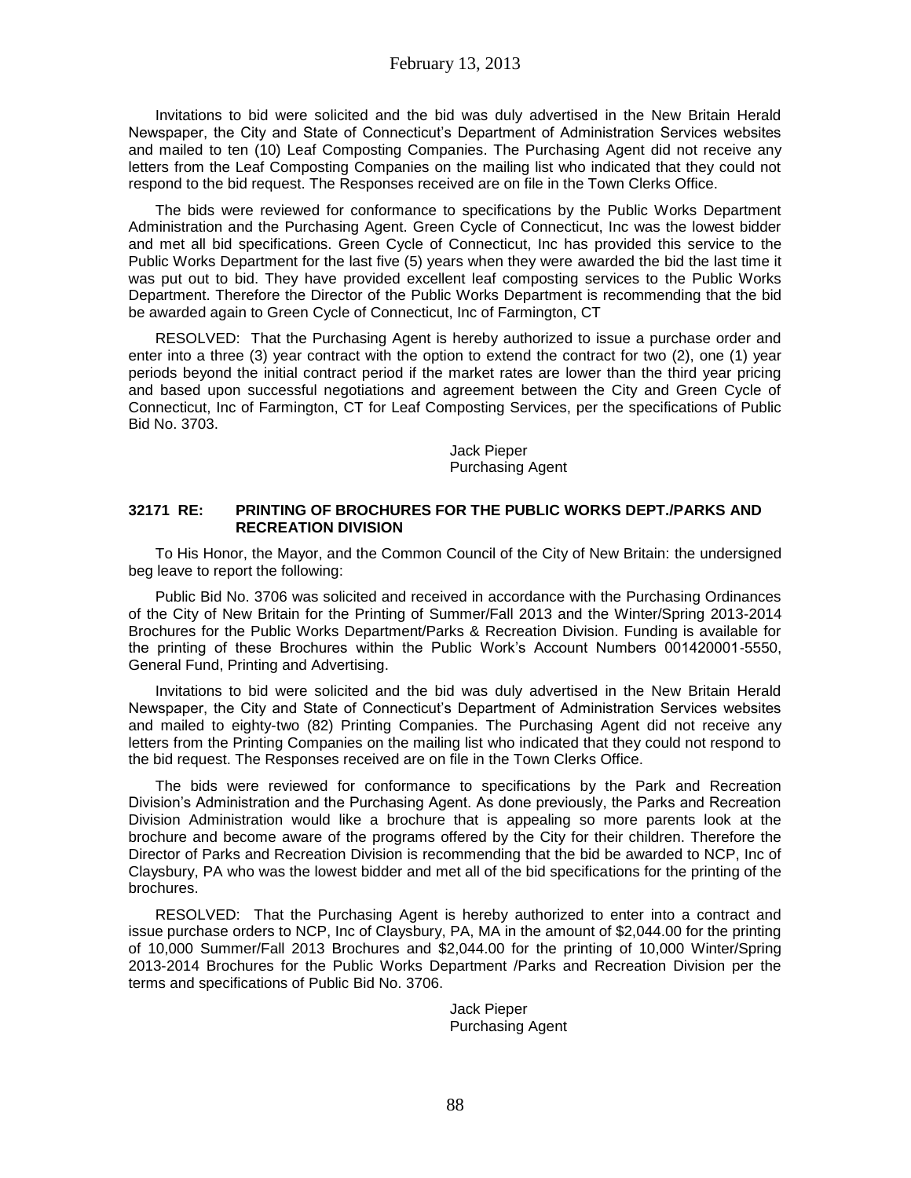Invitations to bid were solicited and the bid was duly advertised in the New Britain Herald Newspaper, the City and State of Connecticut's Department of Administration Services websites and mailed to ten (10) Leaf Composting Companies. The Purchasing Agent did not receive any letters from the Leaf Composting Companies on the mailing list who indicated that they could not respond to the bid request. The Responses received are on file in the Town Clerks Office.

The bids were reviewed for conformance to specifications by the Public Works Department Administration and the Purchasing Agent. Green Cycle of Connecticut, Inc was the lowest bidder and met all bid specifications. Green Cycle of Connecticut, Inc has provided this service to the Public Works Department for the last five (5) years when they were awarded the bid the last time it was put out to bid. They have provided excellent leaf composting services to the Public Works Department. Therefore the Director of the Public Works Department is recommending that the bid be awarded again to Green Cycle of Connecticut, Inc of Farmington, CT

RESOLVED: That the Purchasing Agent is hereby authorized to issue a purchase order and enter into a three (3) year contract with the option to extend the contract for two (2), one (1) year periods beyond the initial contract period if the market rates are lower than the third year pricing and based upon successful negotiations and agreement between the City and Green Cycle of Connecticut, Inc of Farmington, CT for Leaf Composting Services, per the specifications of Public Bid No. 3703.

Jack Pieper
Purchasing Agent

**32171 RE: PRINTING OF BROCHURES FOR THE PUBLIC WORKS DEPT./PARKS AND RECREATION DIVISION**

To His Honor, the Mayor, and the Common Council of the City of New Britain: the undersigned beg leave to report the following:

Public Bid No. 3706 was solicited and received in accordance with the Purchasing Ordinances of the City of New Britain for the Printing of Summer/Fall 2013 and the Winter/Spring 2013-2014 Brochures for the Public Works Department/Parks & Recreation Division. Funding is available for the printing of these Brochures within the Public Work's Account Numbers 001420001-5550, General Fund, Printing and Advertising.

Invitations to bid were solicited and the bid was duly advertised in the New Britain Herald Newspaper, the City and State of Connecticut's Department of Administration Services websites and mailed to eighty-two (82) Printing Companies. The Purchasing Agent did not receive any letters from the Printing Companies on the mailing list who indicated that they could not respond to the bid request. The Responses received are on file in the Town Clerks Office.

The bids were reviewed for conformance to specifications by the Park and Recreation Division's Administration and the Purchasing Agent. As done previously, the Parks and Recreation Division Administration would like a brochure that is appealing so more parents look at the brochure and become aware of the programs offered by the City for their children. Therefore the Director of Parks and Recreation Division is recommending that the bid be awarded to NCP, Inc of Claysbury, PA who was the lowest bidder and met all of the bid specifications for the printing of the brochures.

RESOLVED: That the Purchasing Agent is hereby authorized to enter into a contract and issue purchase orders to NCP, Inc of Claysbury, PA, MA in the amount of $2,044.00 for the printing of 10,000 Summer/Fall 2013 Brochures and $2,044.00 for the printing of 10,000 Winter/Spring 2013-2014 Brochures for the Public Works Department /Parks and Recreation Division per the terms and specifications of Public Bid No. 3706.

Jack Pieper
Purchasing Agent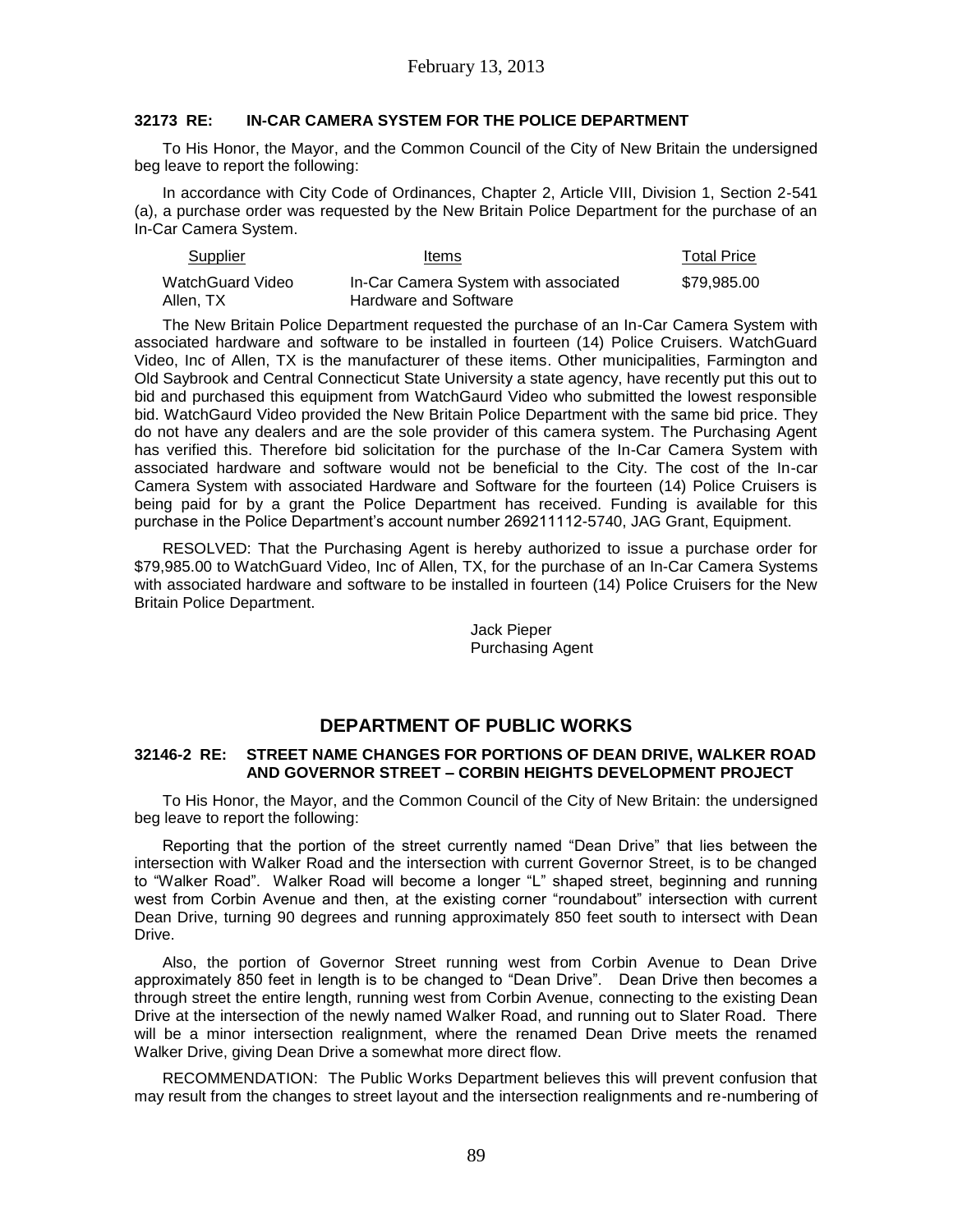### 32173 RE: IN-CAR CAMERA SYSTEM FOR THE POLICE DEPARTMENT

To His Honor, the Mayor, and the Common Council of the City of New Britain the undersigned beg leave to report the following:

In accordance with City Code of Ordinances, Chapter 2, Article VIII, Division 1, Section 2-541 (a), a purchase order was requested by the New Britain Police Department for the purchase of an In-Car Camera System.

| Supplier | Items | Total Price |
|---|---|---|
| WatchGuard Video Allen, TX | In-Car Camera System with associated Hardware and Software | \$79,985.00 |

The New Britain Police Department requested the purchase of an In-Car Camera System with associated hardware and software to be installed in fourteen (14) Police Cruisers. WatchGuard Video, Inc of Allen, TX is the manufacturer of these items. Other municipalities, Farmington and Old Saybrook and Central Connecticut State University a state agency, have recently put this out to bid and purchased this equipment from WatchGaurd Video who submitted the lowest responsible bid. WatchGaurd Video provided the New Britain Police Department with the same bid price. They do not have any dealers and are the sole provider of this camera system. The Purchasing Agent has verified this. Therefore bid solicitation for the purchase of the In-Car Camera System with associated hardware and software would not be beneficial to the City. The cost of the In-car Camera System with associated Hardware and Software for the fourteen (14) Police Cruisers is being paid for by a grant the Police Department has received. Funding is available for this purchase in the Police Department's account number 269211112-5740, JAG Grant, Equipment.

RESOLVED: That the Purchasing Agent is hereby authorized to issue a purchase order for \$79,985.00 to WatchGuard Video, Inc of Allen, TX, for the purchase of an In-Car Camera Systems with associated hardware and software to be installed in fourteen (14) Police Cruisers for the New Britain Police Department.

Jack Pieper
Purchasing Agent

## DEPARTMENT OF PUBLIC WORKS

### 32146-2 RE: STREET NAME CHANGES FOR PORTIONS OF DEAN DRIVE, WALKER ROAD AND GOVERNOR STREET – CORBIN HEIGHTS DEVELOPMENT PROJECT

To His Honor, the Mayor, and the Common Council of the City of New Britain: the undersigned beg leave to report the following:

Reporting that the portion of the street currently named "Dean Drive" that lies between the intersection with Walker Road and the intersection with current Governor Street, is to be changed to "Walker Road". Walker Road will become a longer "L" shaped street, beginning and running west from Corbin Avenue and then, at the existing corner "roundabout" intersection with current Dean Drive, turning 90 degrees and running approximately 850 feet south to intersect with Dean Drive.

Also, the portion of Governor Street running west from Corbin Avenue to Dean Drive approximately 850 feet in length is to be changed to "Dean Drive". Dean Drive then becomes a through street the entire length, running west from Corbin Avenue, connecting to the existing Dean Drive at the intersection of the newly named Walker Road, and running out to Slater Road. There will be a minor intersection realignment, where the renamed Dean Drive meets the renamed Walker Drive, giving Dean Drive a somewhat more direct flow.

RECOMMENDATION: The Public Works Department believes this will prevent confusion that may result from the changes to street layout and the intersection realignments and re-numbering of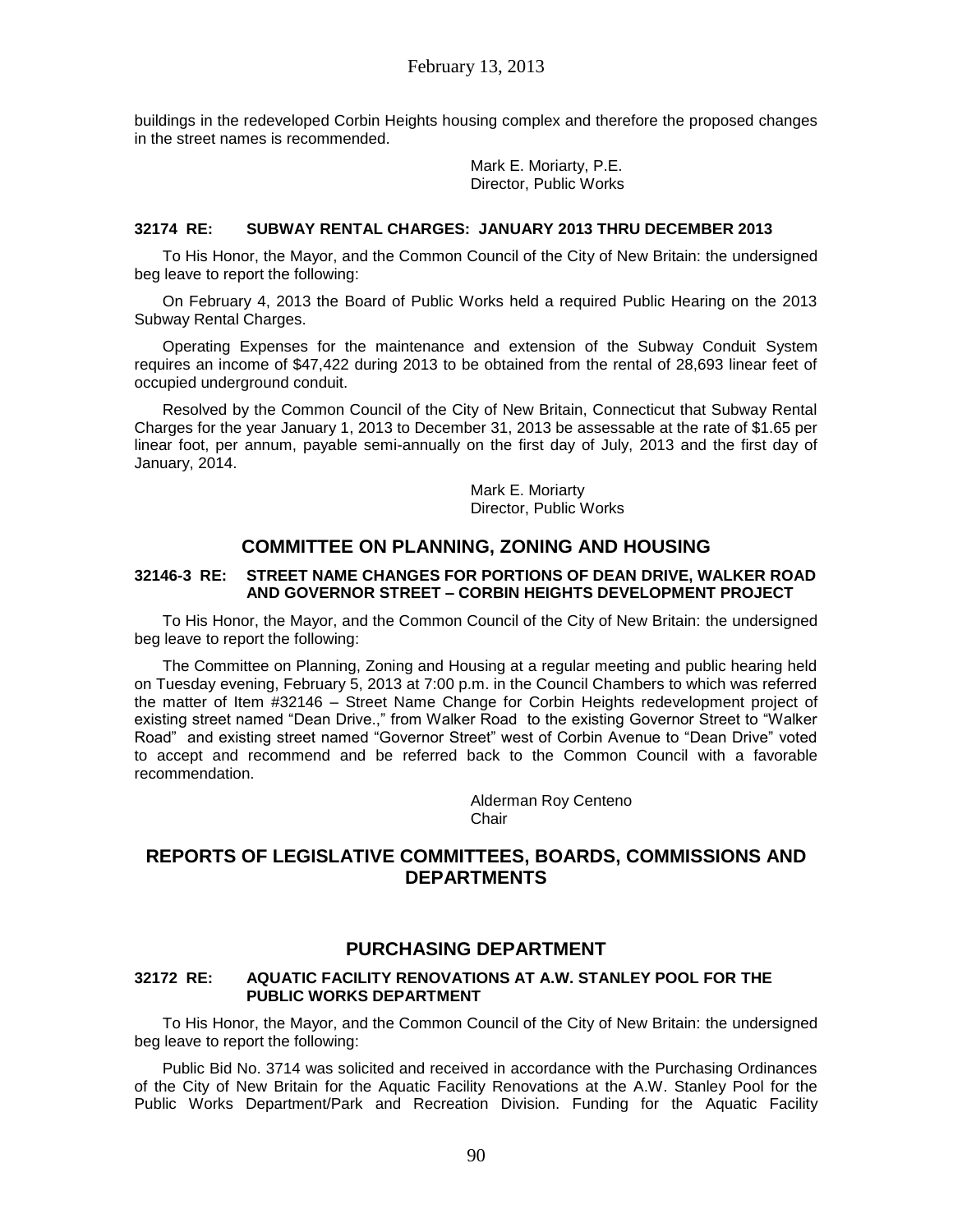buildings in the redeveloped Corbin Heights housing complex and therefore the proposed changes in the street names is recommended.

Mark E. Moriarty, P.E.
Director, Public Works

### 32174 RE: SUBWAY RENTAL CHARGES: JANUARY 2013 THRU DECEMBER 2013

To His Honor, the Mayor, and the Common Council of the City of New Britain: the undersigned beg leave to report the following:

On February 4, 2013 the Board of Public Works held a required Public Hearing on the 2013 Subway Rental Charges.

Operating Expenses for the maintenance and extension of the Subway Conduit System requires an income of $47,422 during 2013 to be obtained from the rental of 28,693 linear feet of occupied underground conduit.

Resolved by the Common Council of the City of New Britain, Connecticut that Subway Rental Charges for the year January 1, 2013 to December 31, 2013 be assessable at the rate of $1.65 per linear foot, per annum, payable semi-annually on the first day of July, 2013 and the first day of January, 2014.

Mark E. Moriarty
Director, Public Works

## COMMITTEE ON PLANNING, ZONING AND HOUSING

### 32146-3 RE: STREET NAME CHANGES FOR PORTIONS OF DEAN DRIVE, WALKER ROAD AND GOVERNOR STREET – CORBIN HEIGHTS DEVELOPMENT PROJECT

To His Honor, the Mayor, and the Common Council of the City of New Britain: the undersigned beg leave to report the following:

The Committee on Planning, Zoning and Housing at a regular meeting and public hearing held on Tuesday evening, February 5, 2013 at 7:00 p.m. in the Council Chambers to which was referred the matter of Item #32146 – Street Name Change for Corbin Heights redevelopment project of existing street named "Dean Drive.," from Walker Road to the existing Governor Street to "Walker Road" and existing street named "Governor Street" west of Corbin Avenue to "Dean Drive" voted to accept and recommend and be referred back to the Common Council with a favorable recommendation.

Alderman Roy Centeno
Chair

## REPORTS OF LEGISLATIVE COMMITTEES, BOARDS, COMMISSIONS AND DEPARTMENTS

## PURCHASING DEPARTMENT

### 32172 RE: AQUATIC FACILITY RENOVATIONS AT A.W. STANLEY POOL FOR THE PUBLIC WORKS DEPARTMENT

To His Honor, the Mayor, and the Common Council of the City of New Britain: the undersigned beg leave to report the following:

Public Bid No. 3714 was solicited and received in accordance with the Purchasing Ordinances of the City of New Britain for the Aquatic Facility Renovations at the A.W. Stanley Pool for the Public Works Department/Park and Recreation Division. Funding for the Aquatic Facility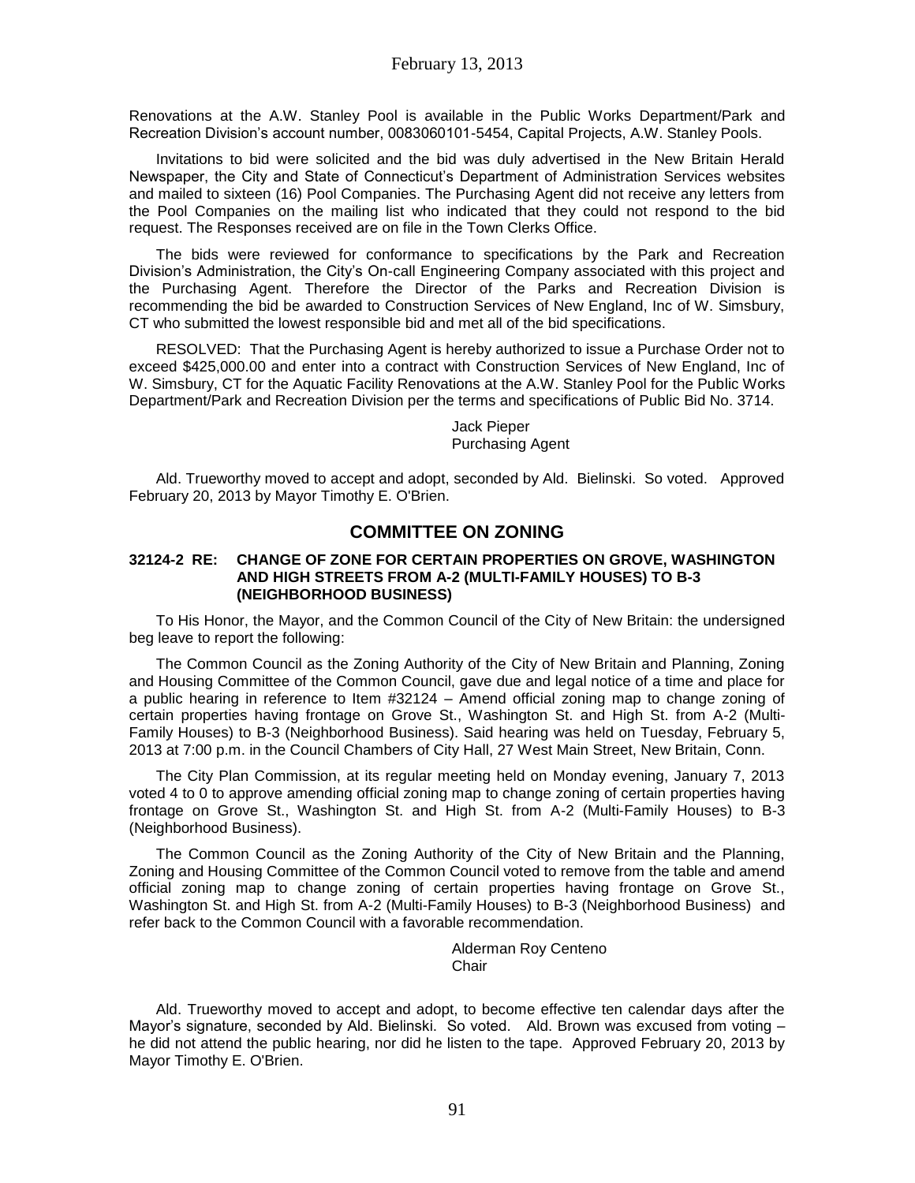Renovations at the A.W. Stanley Pool is available in the Public Works Department/Park and Recreation Division's account number, 0083060101-5454, Capital Projects, A.W. Stanley Pools.

Invitations to bid were solicited and the bid was duly advertised in the New Britain Herald Newspaper, the City and State of Connecticut's Department of Administration Services websites and mailed to sixteen (16) Pool Companies. The Purchasing Agent did not receive any letters from the Pool Companies on the mailing list who indicated that they could not respond to the bid request. The Responses received are on file in the Town Clerks Office.

The bids were reviewed for conformance to specifications by the Park and Recreation Division's Administration, the City's On-call Engineering Company associated with this project and the Purchasing Agent. Therefore the Director of the Parks and Recreation Division is recommending the bid be awarded to Construction Services of New England, Inc of W. Simsbury, CT who submitted the lowest responsible bid and met all of the bid specifications.

RESOLVED: That the Purchasing Agent is hereby authorized to issue a Purchase Order not to exceed $425,000.00 and enter into a contract with Construction Services of New England, Inc of W. Simsbury, CT for the Aquatic Facility Renovations at the A.W. Stanley Pool for the Public Works Department/Park and Recreation Division per the terms and specifications of Public Bid No. 3714.

Jack Pieper
Purchasing Agent

Ald. Trueworthy moved to accept and adopt, seconded by Ald. Bielinski. So voted. Approved February 20, 2013 by Mayor Timothy E. O'Brien.

## COMMITTEE ON ZONING

### 32124-2 RE: CHANGE OF ZONE FOR CERTAIN PROPERTIES ON GROVE, WASHINGTON AND HIGH STREETS FROM A-2 (MULTI-FAMILY HOUSES) TO B-3 (NEIGHBORHOOD BUSINESS)

To His Honor, the Mayor, and the Common Council of the City of New Britain: the undersigned beg leave to report the following:

The Common Council as the Zoning Authority of the City of New Britain and Planning, Zoning and Housing Committee of the Common Council, gave due and legal notice of a time and place for a public hearing in reference to Item #32124 – Amend official zoning map to change zoning of certain properties having frontage on Grove St., Washington St. and High St. from A-2 (Multi-Family Houses) to B-3 (Neighborhood Business). Said hearing was held on Tuesday, February 5, 2013 at 7:00 p.m. in the Council Chambers of City Hall, 27 West Main Street, New Britain, Conn.

The City Plan Commission, at its regular meeting held on Monday evening, January 7, 2013 voted 4 to 0 to approve amending official zoning map to change zoning of certain properties having frontage on Grove St., Washington St. and High St. from A-2 (Multi-Family Houses) to B-3 (Neighborhood Business).

The Common Council as the Zoning Authority of the City of New Britain and the Planning, Zoning and Housing Committee of the Common Council voted to remove from the table and amend official zoning map to change zoning of certain properties having frontage on Grove St., Washington St. and High St. from A-2 (Multi-Family Houses) to B-3 (Neighborhood Business) and refer back to the Common Council with a favorable recommendation.

Alderman Roy Centeno
Chair

Ald. Trueworthy moved to accept and adopt, to become effective ten calendar days after the Mayor's signature, seconded by Ald. Bielinski. So voted. Ald. Brown was excused from voting – he did not attend the public hearing, nor did he listen to the tape. Approved February 20, 2013 by Mayor Timothy E. O'Brien.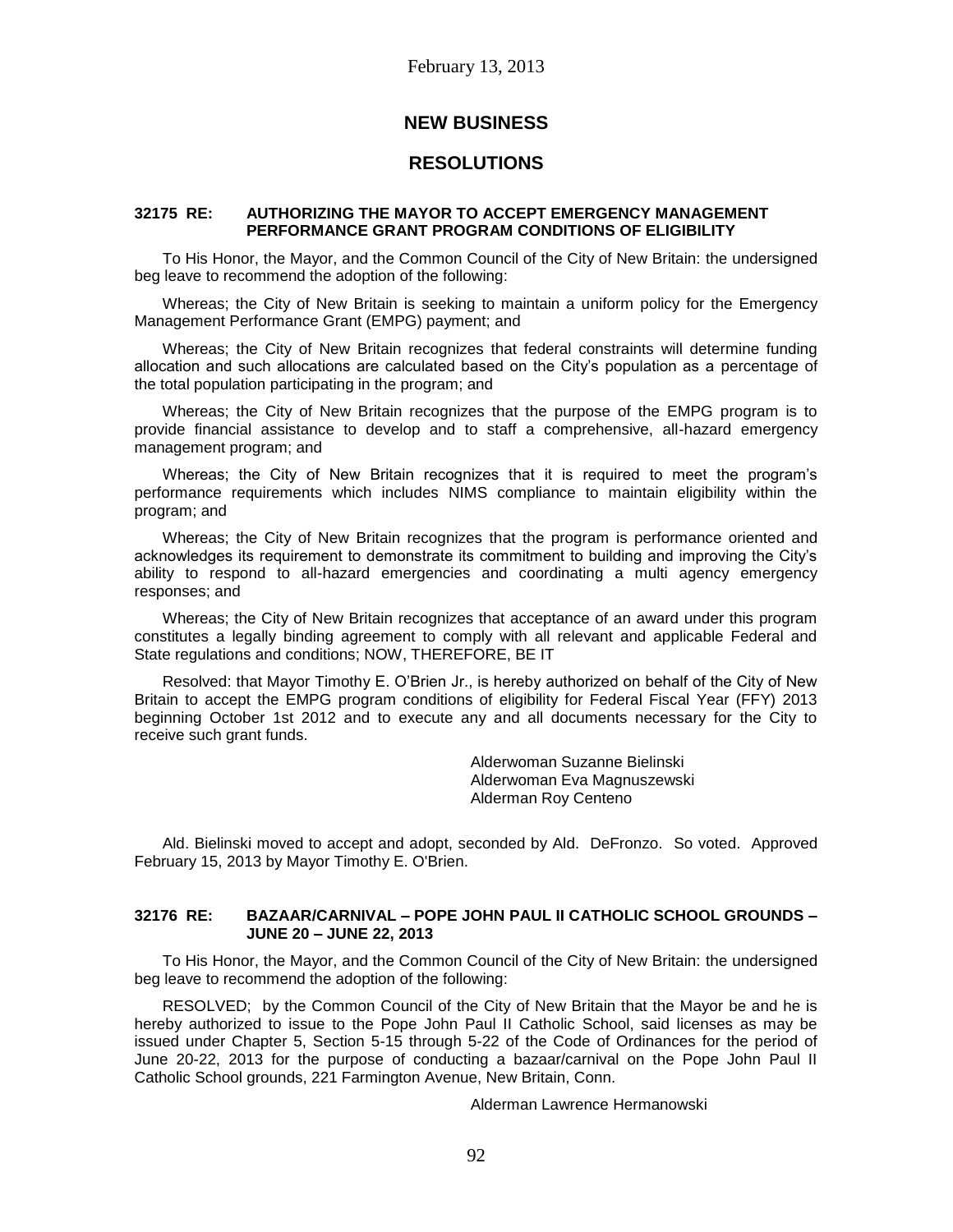## NEW BUSINESS

## RESOLUTIONS

**32175 RE: AUTHORIZING THE MAYOR TO ACCEPT EMERGENCY MANAGEMENT PERFORMANCE GRANT PROGRAM CONDITIONS OF ELIGIBILITY**

To His Honor, the Mayor, and the Common Council of the City of New Britain: the undersigned beg leave to recommend the adoption of the following:

Whereas; the City of New Britain is seeking to maintain a uniform policy for the Emergency Management Performance Grant (EMPG) payment; and

Whereas; the City of New Britain recognizes that federal constraints will determine funding allocation and such allocations are calculated based on the City's population as a percentage of the total population participating in the program; and

Whereas; the City of New Britain recognizes that the purpose of the EMPG program is to provide financial assistance to develop and to staff a comprehensive, all-hazard emergency management program; and

Whereas; the City of New Britain recognizes that it is required to meet the program's performance requirements which includes NIMS compliance to maintain eligibility within the program; and

Whereas; the City of New Britain recognizes that the program is performance oriented and acknowledges its requirement to demonstrate its commitment to building and improving the City's ability to respond to all-hazard emergencies and coordinating a multi agency emergency responses; and

Whereas; the City of New Britain recognizes that acceptance of an award under this program constitutes a legally binding agreement to comply with all relevant and applicable Federal and State regulations and conditions; NOW, THEREFORE, BE IT

Resolved: that Mayor Timothy E. O'Brien Jr., is hereby authorized on behalf of the City of New Britain to accept the EMPG program conditions of eligibility for Federal Fiscal Year (FFY) 2013 beginning October 1st 2012 and to execute any and all documents necessary for the City to receive such grant funds.

Alderwoman Suzanne Bielinski
Alderwoman Eva Magnuszewski
Alderman Roy Centeno

Ald. Bielinski moved to accept and adopt, seconded by Ald. DeFronzo. So voted. Approved February 15, 2013 by Mayor Timothy E. O'Brien.

**32176 RE: BAZAAR/CARNIVAL – POPE JOHN PAUL II CATHOLIC SCHOOL GROUNDS – JUNE 20 – JUNE 22, 2013**

To His Honor, the Mayor, and the Common Council of the City of New Britain: the undersigned beg leave to recommend the adoption of the following:

RESOLVED; by the Common Council of the City of New Britain that the Mayor be and he is hereby authorized to issue to the Pope John Paul II Catholic School, said licenses as may be issued under Chapter 5, Section 5-15 through 5-22 of the Code of Ordinances for the period of June 20-22, 2013 for the purpose of conducting a bazaar/carnival on the Pope John Paul II Catholic School grounds, 221 Farmington Avenue, New Britain, Conn.

Alderman Lawrence Hermanowski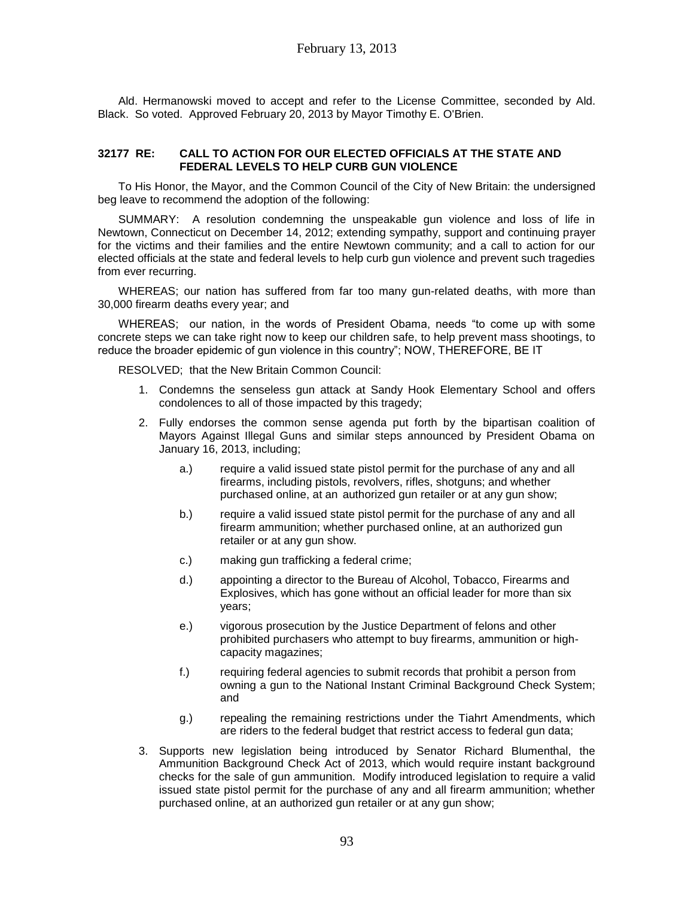Ald. Hermanowski moved to accept and refer to the License Committee, seconded by Ald. Black. So voted. Approved February 20, 2013 by Mayor Timothy E. O'Brien.

**32177 RE: CALL TO ACTION FOR OUR ELECTED OFFICIALS AT THE STATE AND FEDERAL LEVELS TO HELP CURB GUN VIOLENCE**

To His Honor, the Mayor, and the Common Council of the City of New Britain: the undersigned beg leave to recommend the adoption of the following:

SUMMARY: A resolution condemning the unspeakable gun violence and loss of life in Newtown, Connecticut on December 14, 2012; extending sympathy, support and continuing prayer for the victims and their families and the entire Newtown community; and a call to action for our elected officials at the state and federal levels to help curb gun violence and prevent such tragedies from ever recurring.

WHEREAS; our nation has suffered from far too many gun-related deaths, with more than 30,000 firearm deaths every year; and

WHEREAS; our nation, in the words of President Obama, needs "to come up with some concrete steps we can take right now to keep our children safe, to help prevent mass shootings, to reduce the broader epidemic of gun violence in this country"; NOW, THEREFORE, BE IT

RESOLVED; that the New Britain Common Council:

1. Condemns the senseless gun attack at Sandy Hook Elementary School and offers condolences to all of those impacted by this tragedy;
2. Fully endorses the common sense agenda put forth by the bipartisan coalition of Mayors Against Illegal Guns and similar steps announced by President Obama on January 16, 2013, including;
   - a.) require a valid issued state pistol permit for the purchase of any and all firearms, including pistols, revolvers, rifles, shotguns; and whether purchased online, at an authorized gun retailer or at any gun show;
   - b.) require a valid issued state pistol permit for the purchase of any and all firearm ammunition; whether purchased online, at an authorized gun retailer or at any gun show.
   - c.) making gun trafficking a federal crime;
   - d.) appointing a director to the Bureau of Alcohol, Tobacco, Firearms and Explosives, which has gone without an official leader for more than six years;
   - e.) vigorous prosecution by the Justice Department of felons and other prohibited purchasers who attempt to buy firearms, ammunition or high-capacity magazines;
   - f.) requiring federal agencies to submit records that prohibit a person from owning a gun to the National Instant Criminal Background Check System; and
   - g.) repealing the remaining restrictions under the Tiahrt Amendments, which are riders to the federal budget that restrict access to federal gun data;
3. Supports new legislation being introduced by Senator Richard Blumenthal, the Ammunition Background Check Act of 2013, which would require instant background checks for the sale of gun ammunition. Modify introduced legislation to require a valid issued state pistol permit for the purchase of any and all firearm ammunition; whether purchased online, at an authorized gun retailer or at any gun show;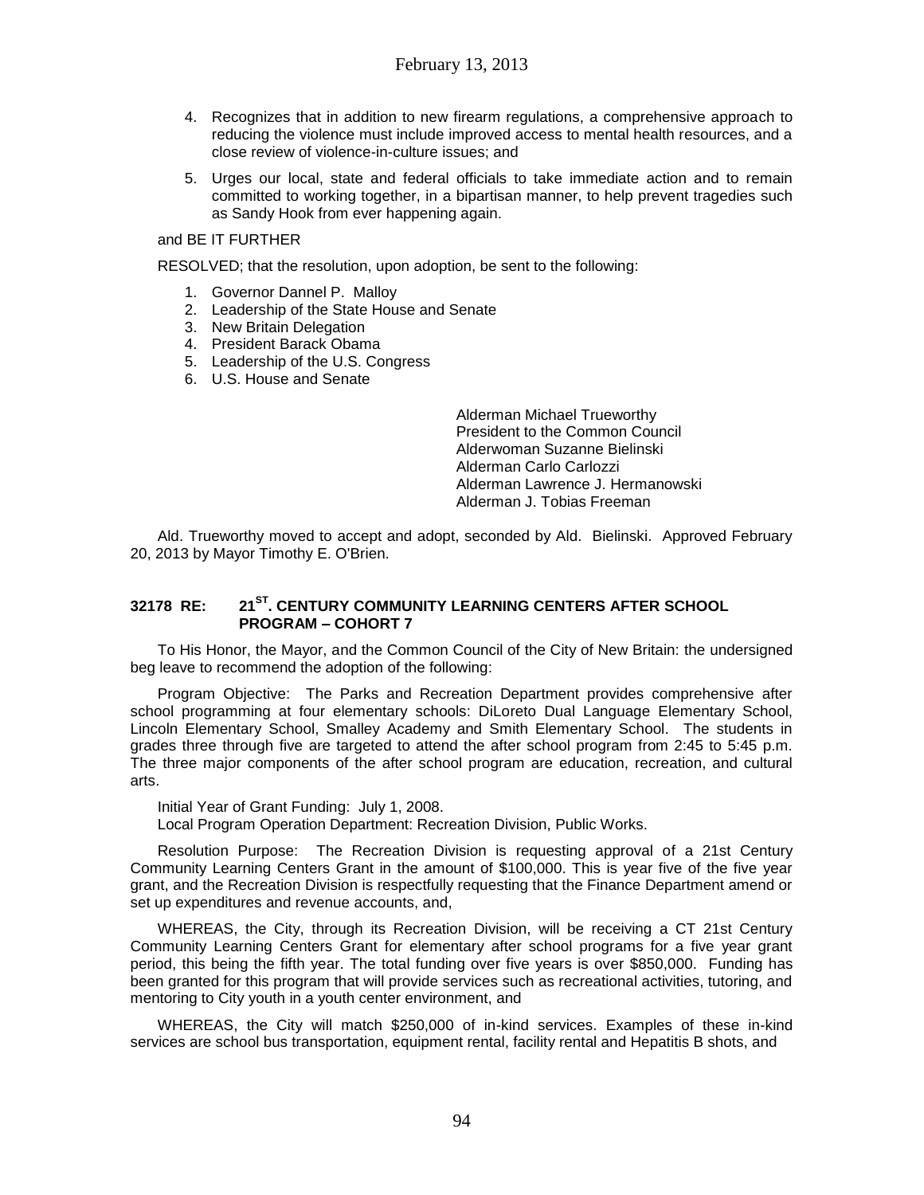4. Recognizes that in addition to new firearm regulations, a comprehensive approach to reducing the violence must include improved access to mental health resources, and a close review of violence-in-culture issues; and
5. Urges our local, state and federal officials to take immediate action and to remain committed to working together, in a bipartisan manner, to help prevent tragedies such as Sandy Hook from ever happening again.

and BE IT FURTHER

RESOLVED; that the resolution, upon adoption, be sent to the following:

1. Governor Dannel P. Malloy
2. Leadership of the State House and Senate
3. New Britain Delegation
4. President Barack Obama
5. Leadership of the U.S. Congress
6. U.S. House and Senate

Alderman Michael Trueworthy
President to the Common Council
Alderwoman Suzanne Bielinski
Alderman Carlo Carlozzi
Alderman Lawrence J. Hermanowski
Alderman J. Tobias Freeman

Ald. Trueworthy moved to accept and adopt, seconded by Ald. Bielinski. Approved February 20, 2013 by Mayor Timothy E. O'Brien.

### 32178 RE: 21ST. CENTURY COMMUNITY LEARNING CENTERS AFTER SCHOOL PROGRAM – COHORT 7

To His Honor, the Mayor, and the Common Council of the City of New Britain: the undersigned beg leave to recommend the adoption of the following:

Program Objective: The Parks and Recreation Department provides comprehensive after school programming at four elementary schools: DiLoreto Dual Language Elementary School, Lincoln Elementary School, Smalley Academy and Smith Elementary School. The students in grades three through five are targeted to attend the after school program from 2:45 to 5:45 p.m. The three major components of the after school program are education, recreation, and cultural arts.

Initial Year of Grant Funding: July 1, 2008.
Local Program Operation Department: Recreation Division, Public Works.

Resolution Purpose: The Recreation Division is requesting approval of a 21st Century Community Learning Centers Grant in the amount of $100,000. This is year five of the five year grant, and the Recreation Division is respectfully requesting that the Finance Department amend or set up expenditures and revenue accounts, and,

WHEREAS, the City, through its Recreation Division, will be receiving a CT 21st Century Community Learning Centers Grant for elementary after school programs for a five year grant period, this being the fifth year. The total funding over five years is over $850,000. Funding has been granted for this program that will provide services such as recreational activities, tutoring, and mentoring to City youth in a youth center environment, and

WHEREAS, the City will match $250,000 of in-kind services. Examples of these in-kind services are school bus transportation, equipment rental, facility rental and Hepatitis B shots, and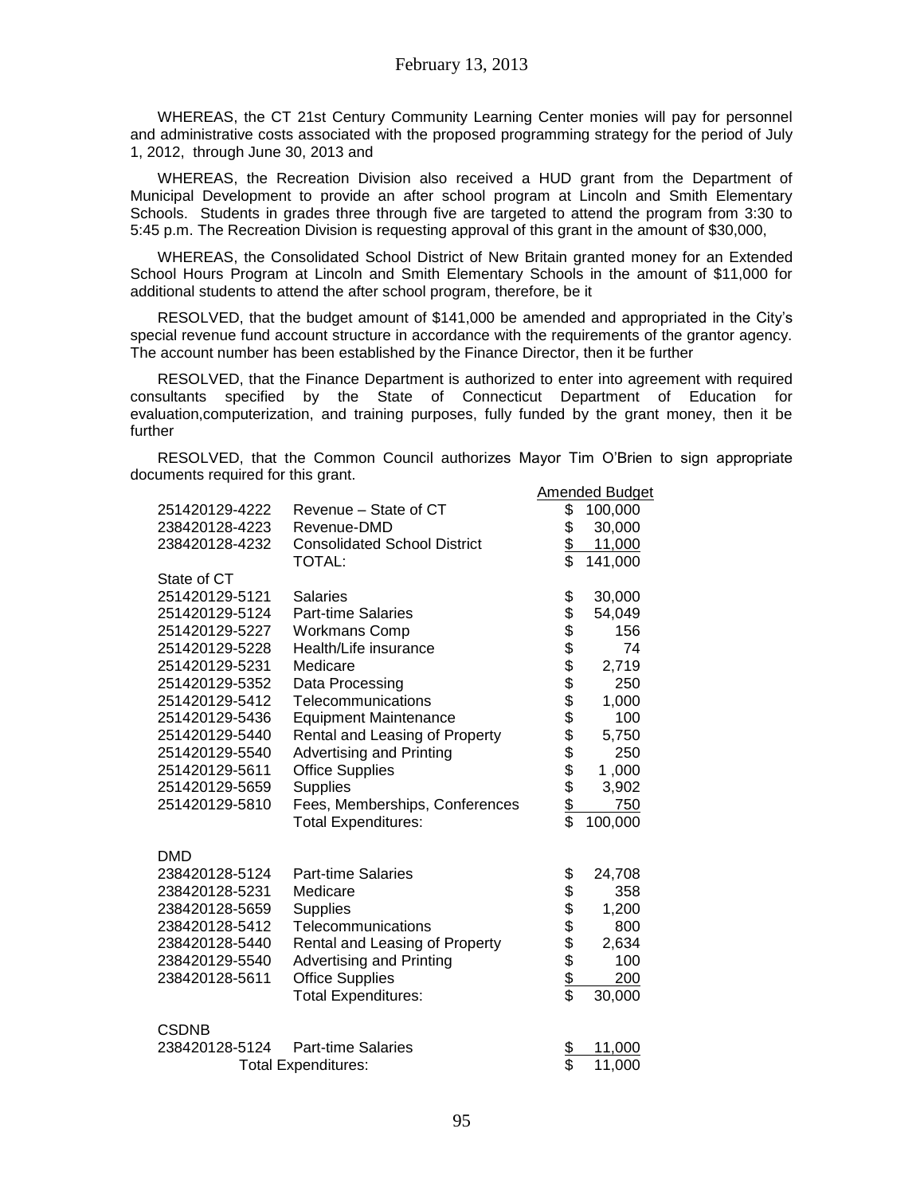WHEREAS, the CT 21st Century Community Learning Center monies will pay for personnel and administrative costs associated with the proposed programming strategy for the period of July 1, 2012, through June 30, 2013 and

WHEREAS, the Recreation Division also received a HUD grant from the Department of Municipal Development to provide an after school program at Lincoln and Smith Elementary Schools. Students in grades three through five are targeted to attend the program from 3:30 to 5:45 p.m. The Recreation Division is requesting approval of this grant in the amount of $30,000,

WHEREAS, the Consolidated School District of New Britain granted money for an Extended School Hours Program at Lincoln and Smith Elementary Schools in the amount of $11,000 for additional students to attend the after school program, therefore, be it

RESOLVED, that the budget amount of $141,000 be amended and appropriated in the City's special revenue fund account structure in accordance with the requirements of the grantor agency. The account number has been established by the Finance Director, then it be further

RESOLVED, that the Finance Department is authorized to enter into agreement with required consultants specified by the State of Connecticut Department of Education for evaluation,computerization, and training purposes, fully funded by the grant money, then it be further

RESOLVED, that the Common Council authorizes Mayor Tim O'Brien to sign appropriate documents required for this grant.

| | | Amended Budget |
|---|---|---|
| 251420129-4222 | Revenue – State of CT | $ 100,000 |
| 238420128-4223 | Revenue-DMD | $ 30,000 |
| 238420128-4232 | Consolidated School District | $ 11,000 |
| | TOTAL: | $ 141,000 |
| State of CT | | |
| 251420129-5121 | Salaries | $ 30,000 |
| 251420129-5124 | Part-time Salaries | $ 54,049 |
| 251420129-5227 | Workmans Comp | $ 156 |
| 251420129-5228 | Health/Life insurance | $ 74 |
| 251420129-5231 | Medicare | $ 2,719 |
| 251420129-5352 | Data Processing | $ 250 |
| 251420129-5412 | Telecommunications | $ 1,000 |
| 251420129-5436 | Equipment Maintenance | $ 100 |
| 251420129-5440 | Rental and Leasing of Property | $ 5,750 |
| 251420129-5540 | Advertising and Printing | $ 250 |
| 251420129-5611 | Office Supplies | $ 1 ,000 |
| 251420129-5659 | Supplies | $ 3,902 |
| 251420129-5810 | Fees, Memberships, Conferences | $ 750 |
| | Total Expenditures: | $ 100,000 |
| DMD | | |
| 238420128-5124 | Part-time Salaries | $ 24,708 |
| 238420128-5231 | Medicare | $ 358 |
| 238420128-5659 | Supplies | $ 1,200 |
| 238420128-5412 | Telecommunications | $ 800 |
| 238420128-5440 | Rental and Leasing of Property | $ 2,634 |
| 238420129-5540 | Advertising and Printing | $ 100 |
| 238420128-5611 | Office Supplies | $ 200 |
| | Total Expenditures: | $ 30,000 |
| CSDNB | | |
| 238420128-5124 | Part-time Salaries | $ 11,000 |
| | Total Expenditures: | $ 11,000 |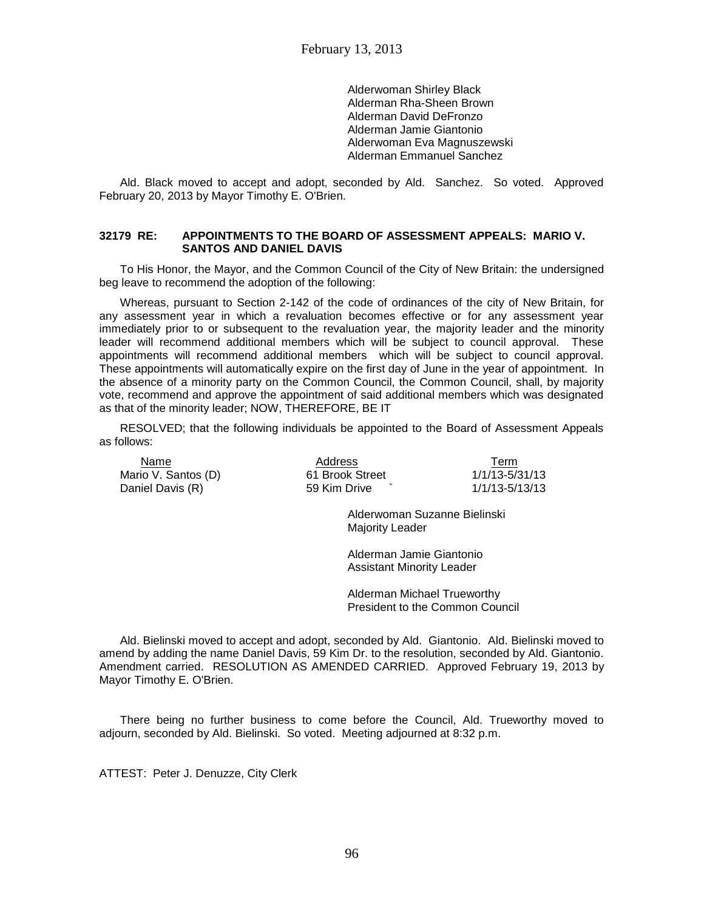Alderwoman Shirley Black
Alderman Rha-Sheen Brown
Alderman David DeFronzo
Alderman Jamie Giantonio
Alderwoman Eva Magnuszewski
Alderman Emmanuel Sanchez

Ald. Black moved to accept and adopt, seconded by Ald. Sanchez. So voted. Approved February 20, 2013 by Mayor Timothy E. O'Brien.

**32179 RE: APPOINTMENTS TO THE BOARD OF ASSESSMENT APPEALS: MARIO V. SANTOS AND DANIEL DAVIS**

To His Honor, the Mayor, and the Common Council of the City of New Britain: the undersigned beg leave to recommend the adoption of the following:

Whereas, pursuant to Section 2-142 of the code of ordinances of the city of New Britain, for any assessment year in which a revaluation becomes effective or for any assessment year immediately prior to or subsequent to the revaluation year, the majority leader and the minority leader will recommend additional members which will be subject to council approval. These appointments will recommend additional members which will be subject to council approval. These appointments will automatically expire on the first day of June in the year of appointment. In the absence of a minority party on the Common Council, the Common Council, shall, by majority vote, recommend and approve the appointment of said additional members which was designated as that of the minority leader; NOW, THEREFORE, BE IT

RESOLVED; that the following individuals be appointed to the Board of Assessment Appeals as follows:

| Name | Address | Term |
|---|---|---|
| Mario V. Santos (D) | 61 Brook Street | 1/1/13-5/31/13 |
| Daniel Davis (R) | 59 Kim Drive ` | 1/1/13-5/13/13 |

Alderwoman Suzanne Bielinski
Majority Leader

Alderman Jamie Giantonio
Assistant Minority Leader

Alderman Michael Trueworthy
President to the Common Council

Ald. Bielinski moved to accept and adopt, seconded by Ald. Giantonio. Ald. Bielinski moved to amend by adding the name Daniel Davis, 59 Kim Dr. to the resolution, seconded by Ald. Giantonio. Amendment carried. RESOLUTION AS AMENDED CARRIED. Approved February 19, 2013 by Mayor Timothy E. O'Brien.

There being no further business to come before the Council, Ald. Trueworthy moved to adjourn, seconded by Ald. Bielinski. So voted. Meeting adjourned at 8:32 p.m.

ATTEST: Peter J. Denuzze, City Clerk